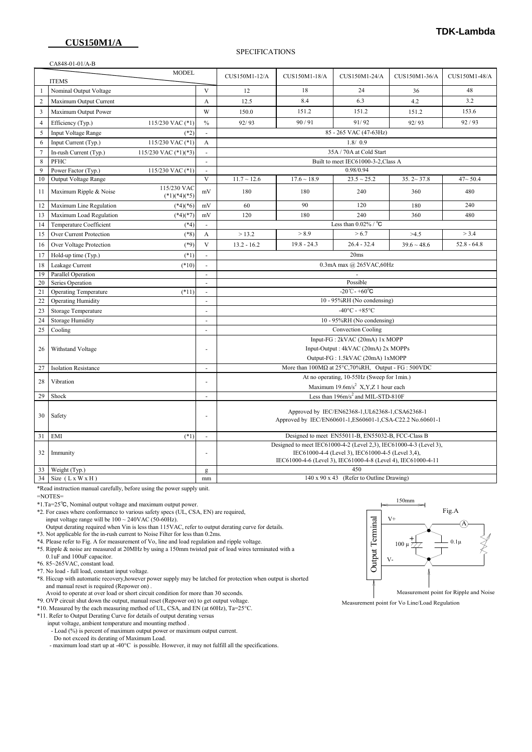# CUS150M1/A

TDK-Lambda

SPECIFICATIONS

CA848-01-01/A-B

| | ITEMS / MODEL | | | CUS150M1-12/A | CUS150M1-18/A | CUS150M1-24/A | CUS150M1-36/A | CUS150M1-48/A |
|---|---|---|---|---|---|---|---|---|
| 1 | Nominal Output Voltage | | V | 12 | 18 | 24 | 36 | 48 |
| 2 | Maximum Output Current | | A | 12.5 | 8.4 | 6.3 | 4.2 | 3.2 |
| 3 | Maximum Output Power | | W | 150.0 | 151.2 | 151.2 | 151.2 | 153.6 |
| 4 | Efficiency (Typ.) | 115/230 VAC (*1) | % | 92/ 93 | 90 / 91 | 91/ 92 | 92/ 93 | 92 / 93 |
| 5 | Input Voltage Range | (*2) | - | 85 - 265 VAC (47-63Hz) | | | | |
| 6 | Input Current (Typ.) | 115/230 VAC (*1) | A | 1.8/ 0.9 | | | | |
| 7 | In-rush Current (Typ.) | 115/230 VAC (*1)(*3) | - | 35A / 70A at Cold Start | | | | |
| 8 | PFHC | | - | Built to meet IEC61000-3-2,Class A | | | | |
| 9 | Power Factor (Typ.) | 115/230 VAC (*1) | - | 0.98/0.94 | | | | |
| 10 | Output Voltage Range | | V | 11.7 ~ 12.6 | 17.6 ~ 18.9 | 23.5 ~ 25.2 | 35. 2~ 37.8 | 47~ 50.4 |
| 11 | Maximum Ripple & Noise | 115/230 VAC (*1)(*4)(*5) | mV | 180 | 180 | 240 | 360 | 480 |
| 12 | Maximum Line Regulation | (*4)(*6) | mV | 60 | 90 | 120 | 180 | 240 |
| 13 | Maximum Load Regulation | (*4)(*7) | mV | 120 | 180 | 240 | 360 | 480 |
| 14 | Temperature Coefficient | (*4) | - | Less than 0.02% / ℃ | | | | |
| 15 | Over Current Protection | (*8) | A | > 13.2 | > 8.9 | > 6.7 | >4.5 | > 3.4 |
| 16 | Over Voltage Protection | (*9) | V | 13.2 - 16.2 | 19.8 - 24.3 | 26.4 - 32.4 | 39.6 ~ 48.6 | 52.8 - 64.8 |
| 17 | Hold-up time (Typ.) | (*1) | - | 20ms | | | | |
| 18 | Leakage Current | (*10) | - | 0.3mA max @ 265VAC,60Hz | | | | |
| 19 | Parallel Operation | | - | - | | | | |
| 20 | Series Operation | | - | Possible | | | | |
| 21 | Operating Temperature | (*11) | - | -20℃- +60℃ | | | | |
| 22 | Operating Humidity | | - | 10 - 95%RH (No condensing) | | | | |
| 23 | Storage Temperature | | - | -40°C - +85°C | | | | |
| 24 | Storage Humidity | | - | 10 - 95%RH (No condensing) | | | | |
| 25 | Cooling | | - | Convection Cooling | | | | |
| 26 | Withstand Voltage | | - | Input-FG : 2kVAC (20mA) 1x MOPP<br>Input-Output : 4kVAC (20mA) 2x MOPPs<br>Output-FG : 1.5kVAC (20mA) 1xMOPP | | | | |
| 27 | Isolation Resistance | | - | More than 100MΩ at 25°C,70%RH, Output - FG : 500VDC | | | | |
| 28 | Vibration | | - | At no operating, 10-55Hz (Sweep for 1min.)<br>Maximum 19.6m/s$^2$ X,Y,Z 1 hour each | | | | |
| 29 | Shock | | - | Less than 196m/s$^2$ and MIL-STD-810F | | | | |
| 30 | Safety | | - | Approved by IEC/EN62368-1,UL62368-1,CSA62368-1<br>Approved by IEC/EN60601-1,ES60601-1,CSA-C22.2 No.60601-1 | | | | |
| 31 | EMI | (*1) | - | Designed to meet EN55011-B, EN55032-B, FCC-Class B | | | | |
| 32 | Immunity | | - | Designed to meet IEC61000-4-2 (Level 2,3), IEC61000-4-3 (Level 3),<br>IEC61000-4-4 (Level 3), IEC61000-4-5 (Level 3,4),<br>IEC61000-4-6 (Level 3), IEC61000-4-8 (Level 4), IEC61000-4-11 | | | | |
| 33 | Weight (Typ.) | | g | 450 | | | | |
| 34 | Size ( L x W x H ) | | mm | 140 x 90 x 43 (Refer to Outline Drawing) | | | | |

*Read instruction manual carefully, before using the power supply unit.

=NOTES=

*1.Ta=25℃, Nominal output voltage and maximum output power.

*2. For cases where conformance to various safety specs (UL, CSA, EN) are required, input voltage range will be 100 ~ 240VAC (50-60Hz).
Output derating required when Vin is less than 115VAC, refer to output derating curve for details.

*3. Not applicable for the in-rush current to Noise Filter for less than 0.2ms.

*4. Please refer to Fig. A for measurement of Vo, line and load regulation and ripple voltage.

*5. Ripple & noise are measured at 20MHz by using a 150mm twisted pair of load wires terminated with a 0.1uF and 100uF capacitor.

*6. 85~265VAC, constant load.

*7. No load - full load, constant input voltage.

*8. Hiccup with automatic recovery,however power supply may be latched for protection when output is shorted and manual reset is required (Repower on) .
Avoid to operate at over load or short circuit condition for more than 30 seconds.

*9. OVP circuit shut down the output, manual reset (Repower on) to get output voltage.

*10. Measured by the each measuring method of UL, CSA, and EN (at 60Hz), Ta=25°C.

*11. Refer to Output Derating Curve for details of output derating versus input voltage, ambient temperature and mounting method .
- Load (%) is percent of maximum output power or maximum output current.
Do not exceed its derating of Maximum Load.
- maximum load start up at -40°C is possible. However, it may not fulfill all the specifications.

Fig.A

150mm

Output Terminal

V+

V-

100 µ

0.1µ

A

Measurement point for Ripple and Noise

Measurement point for Vo Line/Load Regulation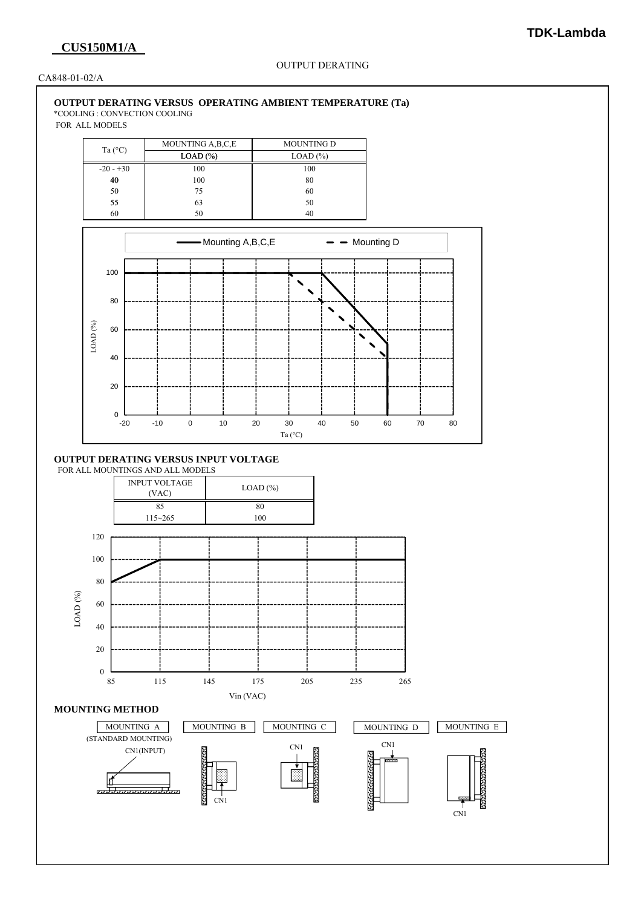**CUS150M1/A**

OUTPUT DERATING

CA848-01-02/A

## OUTPUT DERATING VERSUS OPERATING AMBIENT TEMPERATURE (Ta)

*COOLING : CONVECTION COOLING
FOR ALL MODELS

| Ta (°C) | MOUNTING A,B,C,E | MOUNTING D |
|---|---|---|
| | **LOAD (%)** | LOAD (%) |
| -20 - +30 | 100 | 100 |
| 40 | 100 | 80 |
| 50 | 75 | 60 |
| 55 | 63 | 50 |
| 60 | 50 | 40 |

Mounting A,B,C,E
Mounting D

LOAD (%)
100
80
60
40
20
0
-20 -10 0 10 20 30 40 50 60 70 80
Ta (°C)

## OUTPUT DERATING VERSUS INPUT VOLTAGE

FOR ALL MOUNTINGS AND ALL MODELS

| INPUT VOLTAGE (VAC) | LOAD (%) |
|---|---|
| 85 | 80 |
| 115~265 | 100 |

LOAD (%)
120
100
80
60
40
20
0
85 115 145 175 205 235 265
Vin (VAC)

## MOUNTING METHOD

MOUNTING A
(STANDARD MOUNTING)
CN1(INPUT)

MOUNTING B
CN1

MOUNTING C
CN1

MOUNTING D
CN1

MOUNTING E
CN1